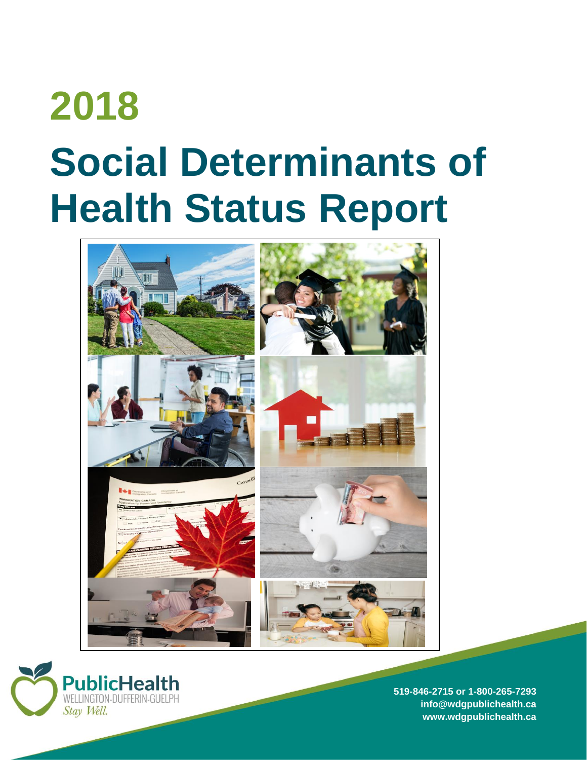# 2018

# Social Determinants of Health Status Report

PublicHealth
WELLINGTON-DUFFERIN-GUELPH
*Stay Well.*

**519-846-2715 or 1-800-265-7293**
**info@wdgpublichealth.ca**
**www.wdgpublichealth.ca**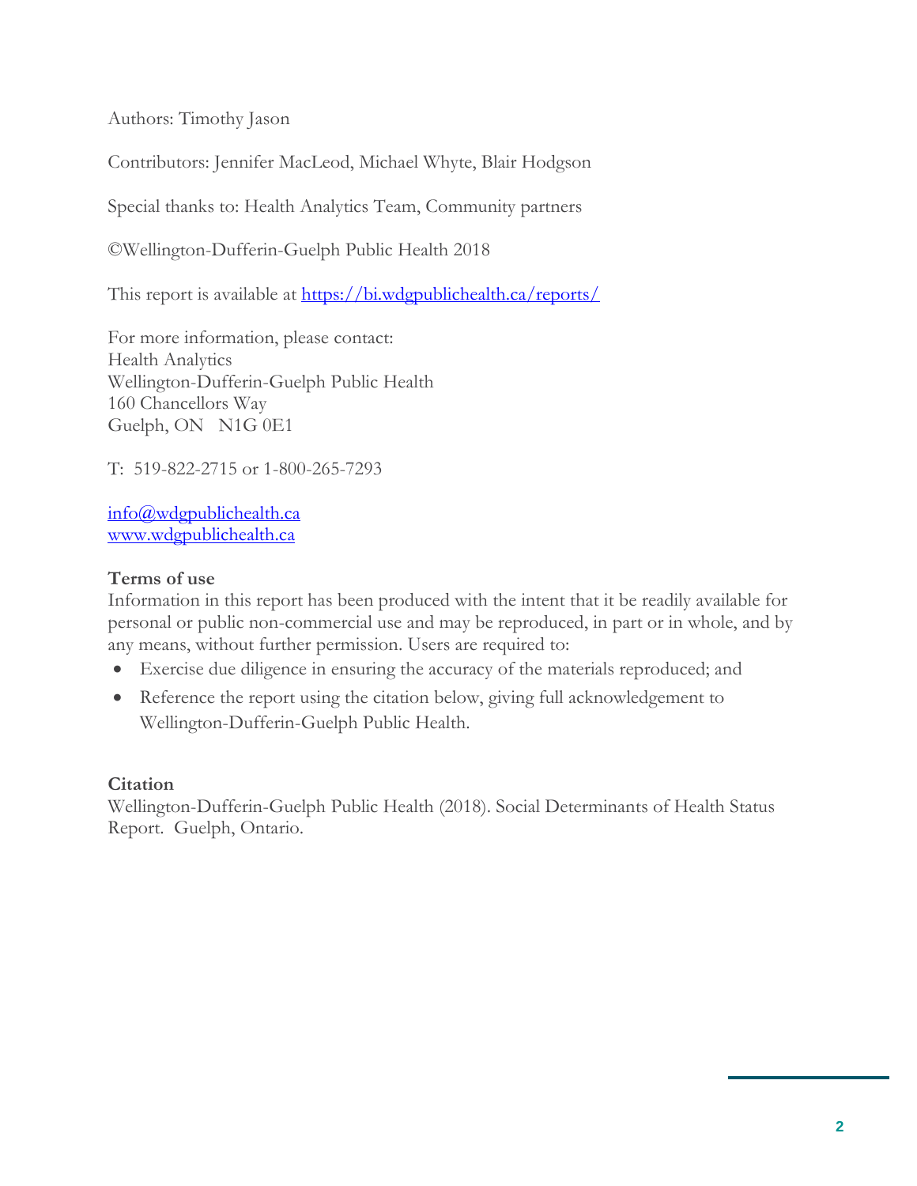Authors: Timothy Jason

Contributors: Jennifer MacLeod, Michael Whyte, Blair Hodgson

Special thanks to: Health Analytics Team, Community partners

©Wellington-Dufferin-Guelph Public Health 2018

This report is available at [https://bi.wdgpublichealth.ca/reports/](https://bi.wdgpublichealth.ca/reports/)

For more information, please contact:
Health Analytics
Wellington-Dufferin-Guelph Public Health
160 Chancellors Way
Guelph, ON N1G 0E1

T: 519-822-2715 or 1-800-265-7293

[info@wdgpublichealth.ca](mailto:info@wdgpublichealth.ca)
[www.wdgpublichealth.ca](http://www.wdgpublichealth.ca)

**Terms of use**
Information in this report has been produced with the intent that it be readily available for personal or public non-commercial use and may be reproduced, in part or in whole, and by any means, without further permission. Users are required to:

- Exercise due diligence in ensuring the accuracy of the materials reproduced; and
- Reference the report using the citation below, giving full acknowledgement to Wellington-Dufferin-Guelph Public Health.

**Citation**
Wellington-Dufferin-Guelph Public Health (2018). Social Determinants of Health Status Report. Guelph, Ontario.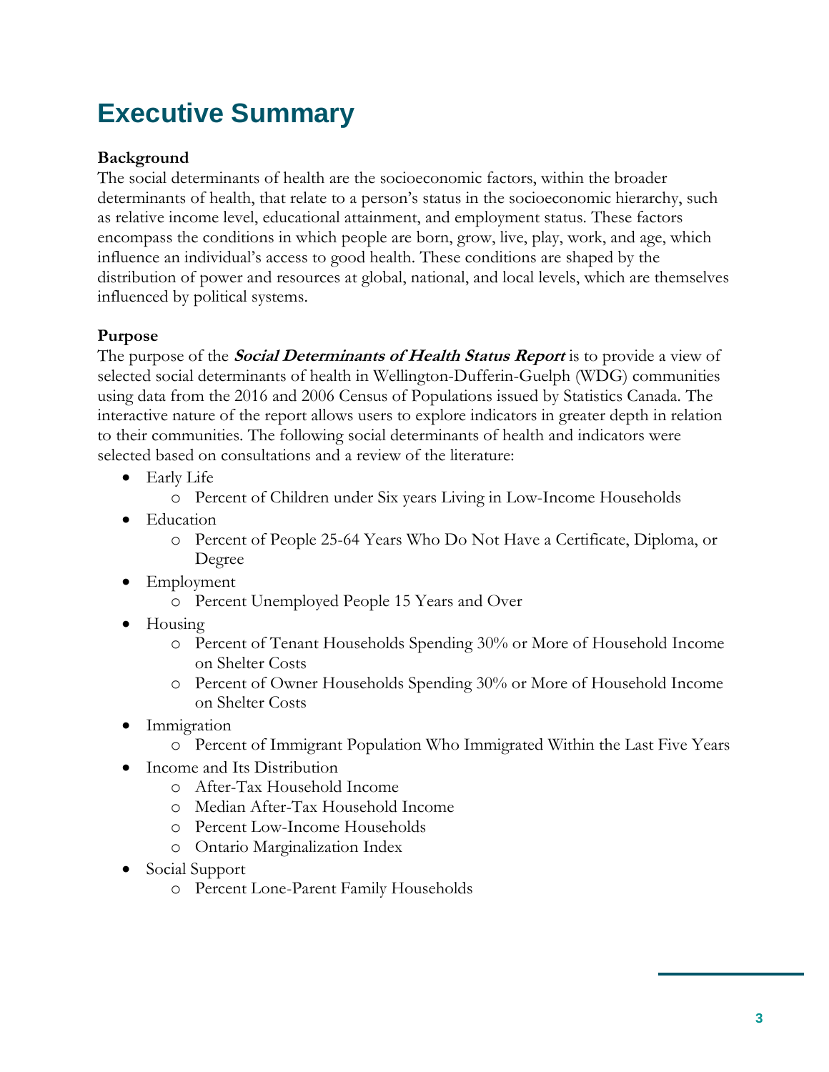# Executive Summary

**Background**

The social determinants of health are the socioeconomic factors, within the broader determinants of health, that relate to a person's status in the socioeconomic hierarchy, such as relative income level, educational attainment, and employment status. These factors encompass the conditions in which people are born, grow, live, play, work, and age, which influence an individual's access to good health. These conditions are shaped by the distribution of power and resources at global, national, and local levels, which are themselves influenced by political systems.

**Purpose**

The purpose of the ***Social Determinants of Health Status Report*** is to provide a view of selected social determinants of health in Wellington-Dufferin-Guelph (WDG) communities using data from the 2016 and 2006 Census of Populations issued by Statistics Canada. The interactive nature of the report allows users to explore indicators in greater depth in relation to their communities. The following social determinants of health and indicators were selected based on consultations and a review of the literature:

- Early Life
  - Percent of Children under Six years Living in Low-Income Households
- Education
  - Percent of People 25-64 Years Who Do Not Have a Certificate, Diploma, or Degree
- Employment
  - Percent Unemployed People 15 Years and Over
- Housing
  - Percent of Tenant Households Spending 30% or More of Household Income on Shelter Costs
  - Percent of Owner Households Spending 30% or More of Household Income on Shelter Costs
- Immigration
  - Percent of Immigrant Population Who Immigrated Within the Last Five Years
- Income and Its Distribution
  - After-Tax Household Income
  - Median After-Tax Household Income
  - Percent Low-Income Households
  - Ontario Marginalization Index
- Social Support
  - Percent Lone-Parent Family Households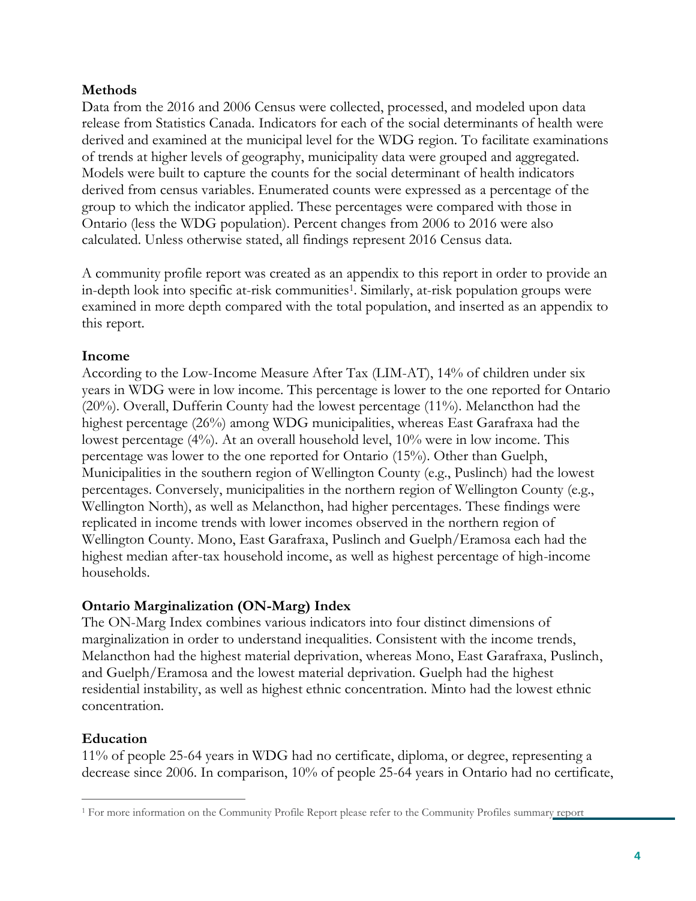**Methods**

Data from the 2016 and 2006 Census were collected, processed, and modeled upon data release from Statistics Canada. Indicators for each of the social determinants of health were derived and examined at the municipal level for the WDG region. To facilitate examinations of trends at higher levels of geography, municipality data were grouped and aggregated. Models were built to capture the counts for the social determinant of health indicators derived from census variables. Enumerated counts were expressed as a percentage of the group to which the indicator applied. These percentages were compared with those in Ontario (less the WDG population). Percent changes from 2006 to 2016 were also calculated. Unless otherwise stated, all findings represent 2016 Census data.

A community profile report was created as an appendix to this report in order to provide an in-depth look into specific at-risk communities[1]. Similarly, at-risk population groups were examined in more depth compared with the total population, and inserted as an appendix to this report.

**Income**

According to the Low-Income Measure After Tax (LIM-AT), 14% of children under six years in WDG were in low income. This percentage is lower to the one reported for Ontario (20%). Overall, Dufferin County had the lowest percentage (11%). Melancthon had the highest percentage (26%) among WDG municipalities, whereas East Garafraxa had the lowest percentage (4%). At an overall household level, 10% were in low income. This percentage was lower to the one reported for Ontario (15%). Other than Guelph, Municipalities in the southern region of Wellington County (e.g., Puslinch) had the lowest percentages. Conversely, municipalities in the northern region of Wellington County (e.g., Wellington North), as well as Melancthon, had higher percentages. These findings were replicated in income trends with lower incomes observed in the northern region of Wellington County. Mono, East Garafraxa, Puslinch and Guelph/Eramosa each had the highest median after-tax household income, as well as highest percentage of high-income households.

**Ontario Marginalization (ON-Marg) Index**

The ON-Marg Index combines various indicators into four distinct dimensions of marginalization in order to understand inequalities. Consistent with the income trends, Melancthon had the highest material deprivation, whereas Mono, East Garafraxa, Puslinch, and Guelph/Eramosa and the lowest material deprivation. Guelph had the highest residential instability, as well as highest ethnic concentration. Minto had the lowest ethnic concentration.

**Education**

11% of people 25-64 years in WDG had no certificate, diploma, or degree, representing a decrease since 2006. In comparison, 10% of people 25-64 years in Ontario had no certificate,

[1] For more information on the Community Profile Report please refer to the Community Profiles summary report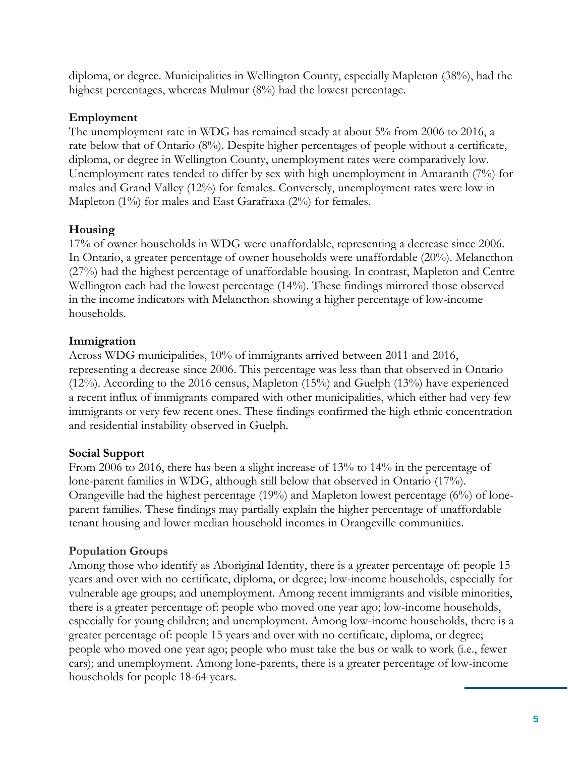diploma, or degree. Municipalities in Wellington County, especially Mapleton (38%), had the highest percentages, whereas Mulmur (8%) had the lowest percentage.

**Employment**

The unemployment rate in WDG has remained steady at about 5% from 2006 to 2016, a rate below that of Ontario (8%). Despite higher percentages of people without a certificate, diploma, or degree in Wellington County, unemployment rates were comparatively low. Unemployment rates tended to differ by sex with high unemployment in Amaranth (7%) for males and Grand Valley (12%) for females. Conversely, unemployment rates were low in Mapleton (1%) for males and East Garafraxa (2%) for females.

**Housing**

17% of owner households in WDG were unaffordable, representing a decrease since 2006. In Ontario, a greater percentage of owner households were unaffordable (20%). Melancthon (27%) had the highest percentage of unaffordable housing. In contrast, Mapleton and Centre Wellington each had the lowest percentage (14%). These findings mirrored those observed in the income indicators with Melancthon showing a higher percentage of low-income households.

**Immigration**

Across WDG municipalities, 10% of immigrants arrived between 2011 and 2016, representing a decrease since 2006. This percentage was less than that observed in Ontario (12%). According to the 2016 census, Mapleton (15%) and Guelph (13%) have experienced a recent influx of immigrants compared with other municipalities, which either had very few immigrants or very few recent ones. These findings confirmed the high ethnic concentration and residential instability observed in Guelph.

**Social Support**

From 2006 to 2016, there has been a slight increase of 13% to 14% in the percentage of lone-parent families in WDG, although still below that observed in Ontario (17%). Orangeville had the highest percentage (19%) and Mapleton lowest percentage (6%) of lone-parent families. These findings may partially explain the higher percentage of unaffordable tenant housing and lower median household incomes in Orangeville communities.

**Population Groups**

Among those who identify as Aboriginal Identity, there is a greater percentage of: people 15 years and over with no certificate, diploma, or degree; low-income households, especially for vulnerable age groups; and unemployment. Among recent immigrants and visible minorities, there is a greater percentage of: people who moved one year ago; low-income households, especially for young children; and unemployment. Among low-income households, there is a greater percentage of: people 15 years and over with no certificate, diploma, or degree; people who moved one year ago; people who must take the bus or walk to work (i.e., fewer cars); and unemployment. Among lone-parents, there is a greater percentage of low-income households for people 18-64 years.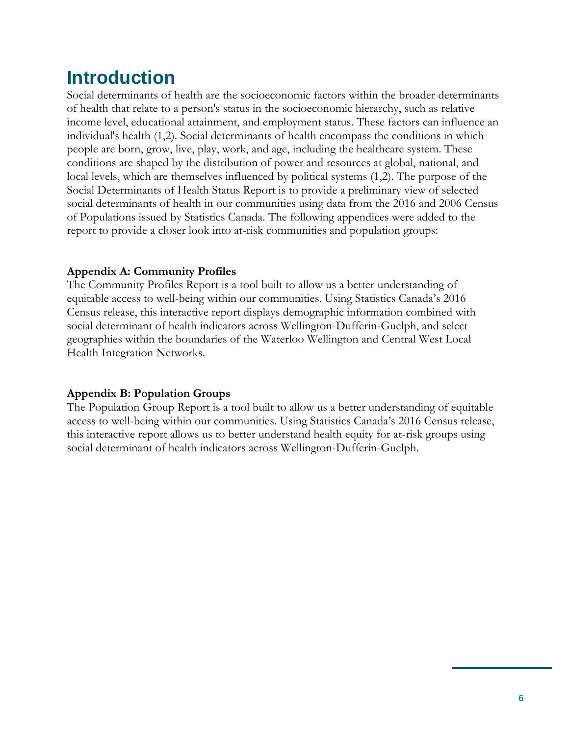# Introduction

Social determinants of health are the socioeconomic factors within the broader determinants of health that relate to a person's status in the socioeconomic hierarchy, such as relative income level, educational attainment, and employment status. These factors can influence an individual's health (1,2). Social determinants of health encompass the conditions in which people are born, grow, live, play, work, and age, including the healthcare system. These conditions are shaped by the distribution of power and resources at global, national, and local levels, which are themselves influenced by political systems (1,2). The purpose of the Social Determinants of Health Status Report is to provide a preliminary view of selected social determinants of health in our communities using data from the 2016 and 2006 Census of Populations issued by Statistics Canada. The following appendices were added to the report to provide a closer look into at-risk communities and population groups:

**Appendix A: Community Profiles**
The Community Profiles Report is a tool built to allow us a better understanding of equitable access to well-being within our communities. Using Statistics Canada's 2016 Census release, this interactive report displays demographic information combined with social determinant of health indicators across Wellington-Dufferin-Guelph, and select geographies within the boundaries of the Waterloo Wellington and Central West Local Health Integration Networks.

**Appendix B: Population Groups**
The Population Group Report is a tool built to allow us a better understanding of equitable access to well-being within our communities. Using Statistics Canada's 2016 Census release, this interactive report allows us to better understand health equity for at-risk groups using social determinant of health indicators across Wellington-Dufferin-Guelph.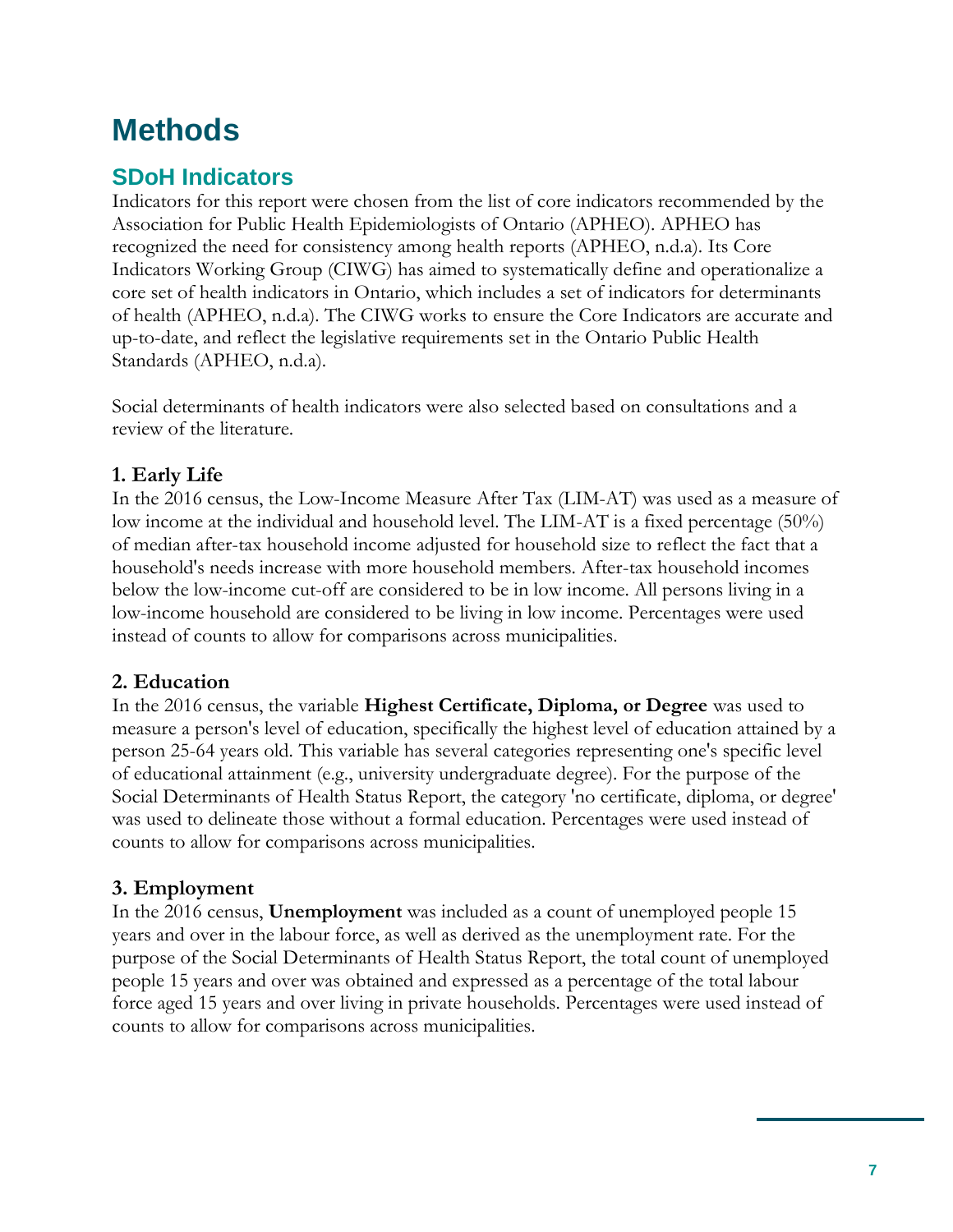# Methods

## SDoH Indicators

Indicators for this report were chosen from the list of core indicators recommended by the Association for Public Health Epidemiologists of Ontario (APHEO). APHEO has recognized the need for consistency among health reports (APHEO, n.d.a). Its Core Indicators Working Group (CIWG) has aimed to systematically define and operationalize a core set of health indicators in Ontario, which includes a set of indicators for determinants of health (APHEO, n.d.a). The CIWG works to ensure the Core Indicators are accurate and up-to-date, and reflect the legislative requirements set in the Ontario Public Health Standards (APHEO, n.d.a).

Social determinants of health indicators were also selected based on consultations and a review of the literature.

### 1. Early Life

In the 2016 census, the Low-Income Measure After Tax (LIM-AT) was used as a measure of low income at the individual and household level. The LIM-AT is a fixed percentage (50%) of median after-tax household income adjusted for household size to reflect the fact that a household's needs increase with more household members. After-tax household incomes below the low-income cut-off are considered to be in low income. All persons living in a low-income household are considered to be living in low income. Percentages were used instead of counts to allow for comparisons across municipalities.

### 2. Education

In the 2016 census, the variable **Highest Certificate, Diploma, or Degree** was used to measure a person's level of education, specifically the highest level of education attained by a person 25-64 years old. This variable has several categories representing one's specific level of educational attainment (e.g., university undergraduate degree). For the purpose of the Social Determinants of Health Status Report, the category 'no certificate, diploma, or degree' was used to delineate those without a formal education. Percentages were used instead of counts to allow for comparisons across municipalities.

### 3. Employment

In the 2016 census, **Unemployment** was included as a count of unemployed people 15 years and over in the labour force, as well as derived as the unemployment rate. For the purpose of the Social Determinants of Health Status Report, the total count of unemployed people 15 years and over was obtained and expressed as a percentage of the total labour force aged 15 years and over living in private households. Percentages were used instead of counts to allow for comparisons across municipalities.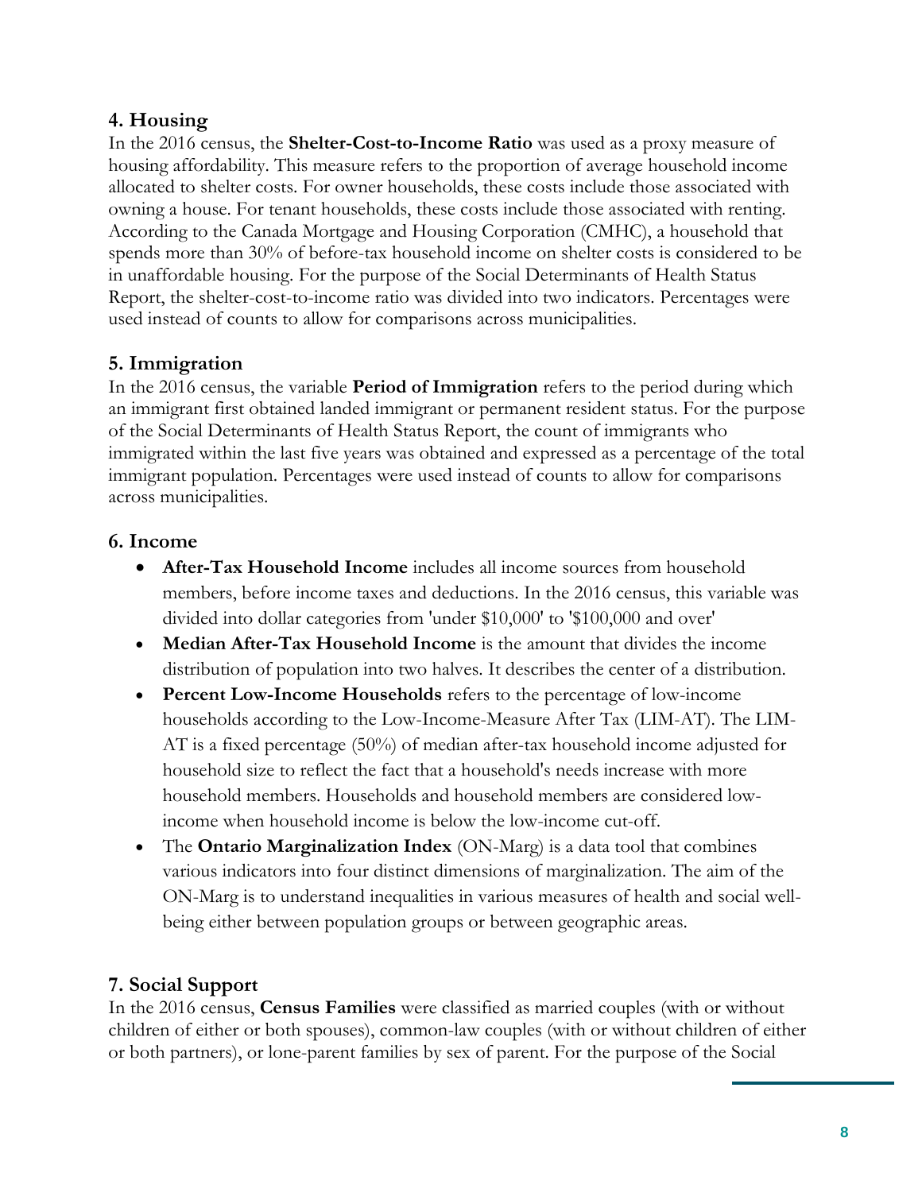## 4. Housing

In the 2016 census, the **Shelter-Cost-to-Income Ratio** was used as a proxy measure of housing affordability. This measure refers to the proportion of average household income allocated to shelter costs. For owner households, these costs include those associated with owning a house. For tenant households, these costs include those associated with renting. According to the Canada Mortgage and Housing Corporation (CMHC), a household that spends more than 30% of before-tax household income on shelter costs is considered to be in unaffordable housing. For the purpose of the Social Determinants of Health Status Report, the shelter-cost-to-income ratio was divided into two indicators. Percentages were used instead of counts to allow for comparisons across municipalities.

## 5. Immigration

In the 2016 census, the variable **Period of Immigration** refers to the period during which an immigrant first obtained landed immigrant or permanent resident status. For the purpose of the Social Determinants of Health Status Report, the count of immigrants who immigrated within the last five years was obtained and expressed as a percentage of the total immigrant population. Percentages were used instead of counts to allow for comparisons across municipalities.

## 6. Income

- **After-Tax Household Income** includes all income sources from household members, before income taxes and deductions. In the 2016 census, this variable was divided into dollar categories from 'under $10,000' to '$100,000 and over'
- **Median After-Tax Household Income** is the amount that divides the income distribution of population into two halves. It describes the center of a distribution.
- **Percent Low-Income Households** refers to the percentage of low-income households according to the Low-Income-Measure After Tax (LIM-AT). The LIM-AT is a fixed percentage (50%) of median after-tax household income adjusted for household size to reflect the fact that a household's needs increase with more household members. Households and household members are considered low-income when household income is below the low-income cut-off.
- The **Ontario Marginalization Index** (ON-Marg) is a data tool that combines various indicators into four distinct dimensions of marginalization. The aim of the ON-Marg is to understand inequalities in various measures of health and social well-being either between population groups or between geographic areas.

## 7. Social Support

In the 2016 census, **Census Families** were classified as married couples (with or without children of either or both spouses), common-law couples (with or without children of either or both partners), or lone-parent families by sex of parent. For the purpose of the Social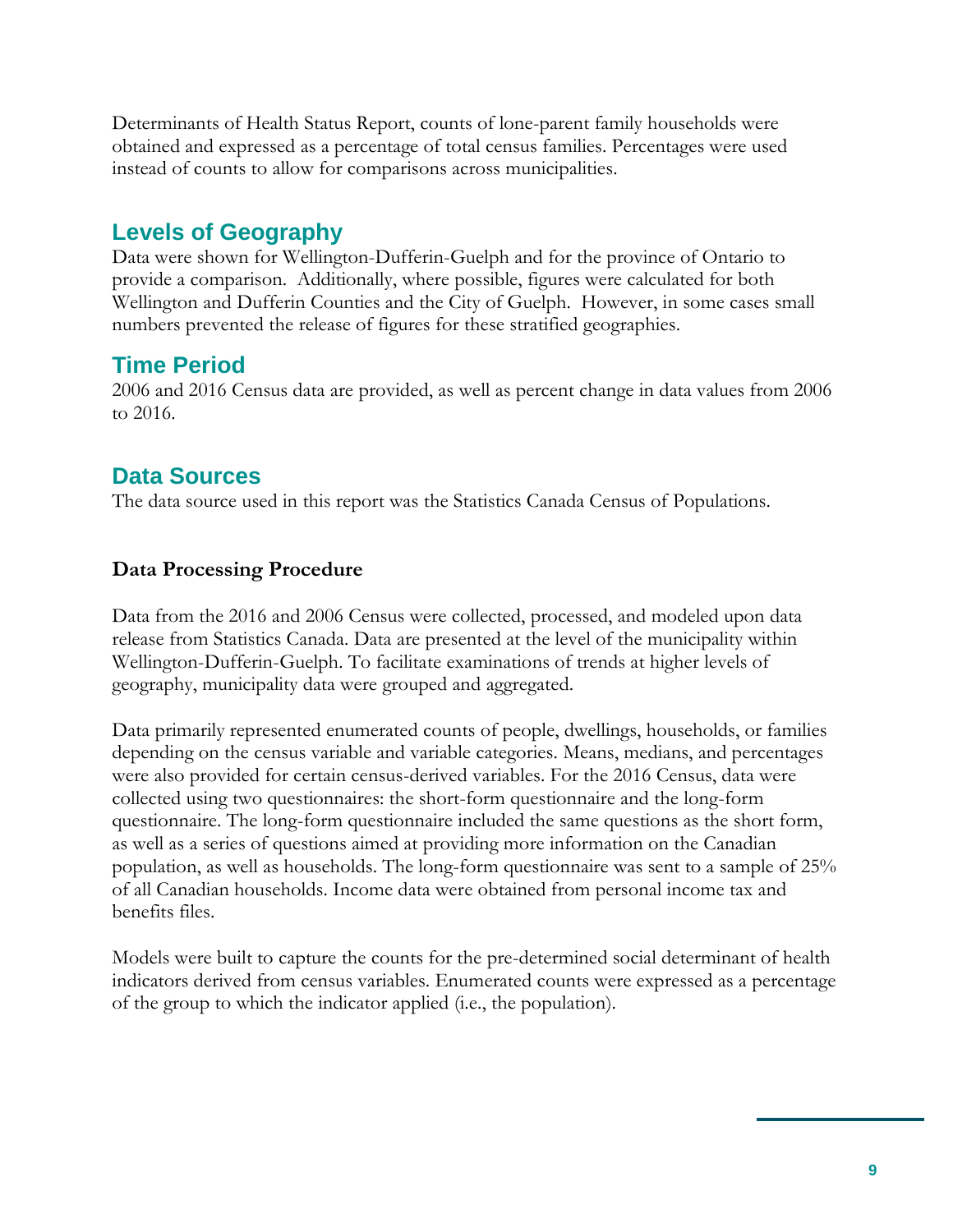Determinants of Health Status Report, counts of lone-parent family households were obtained and expressed as a percentage of total census families. Percentages were used instead of counts to allow for comparisons across municipalities.

## Levels of Geography

Data were shown for Wellington-Dufferin-Guelph and for the province of Ontario to provide a comparison. Additionally, where possible, figures were calculated for both Wellington and Dufferin Counties and the City of Guelph. However, in some cases small numbers prevented the release of figures for these stratified geographies.

## Time Period

2006 and 2016 Census data are provided, as well as percent change in data values from 2006 to 2016.

## Data Sources

The data source used in this report was the Statistics Canada Census of Populations.

### Data Processing Procedure

Data from the 2016 and 2006 Census were collected, processed, and modeled upon data release from Statistics Canada. Data are presented at the level of the municipality within Wellington-Dufferin-Guelph. To facilitate examinations of trends at higher levels of geography, municipality data were grouped and aggregated.

Data primarily represented enumerated counts of people, dwellings, households, or families depending on the census variable and variable categories. Means, medians, and percentages were also provided for certain census-derived variables. For the 2016 Census, data were collected using two questionnaires: the short-form questionnaire and the long-form questionnaire. The long-form questionnaire included the same questions as the short form, as well as a series of questions aimed at providing more information on the Canadian population, as well as households. The long-form questionnaire was sent to a sample of 25% of all Canadian households. Income data were obtained from personal income tax and benefits files.

Models were built to capture the counts for the pre-determined social determinant of health indicators derived from census variables. Enumerated counts were expressed as a percentage of the group to which the indicator applied (i.e., the population).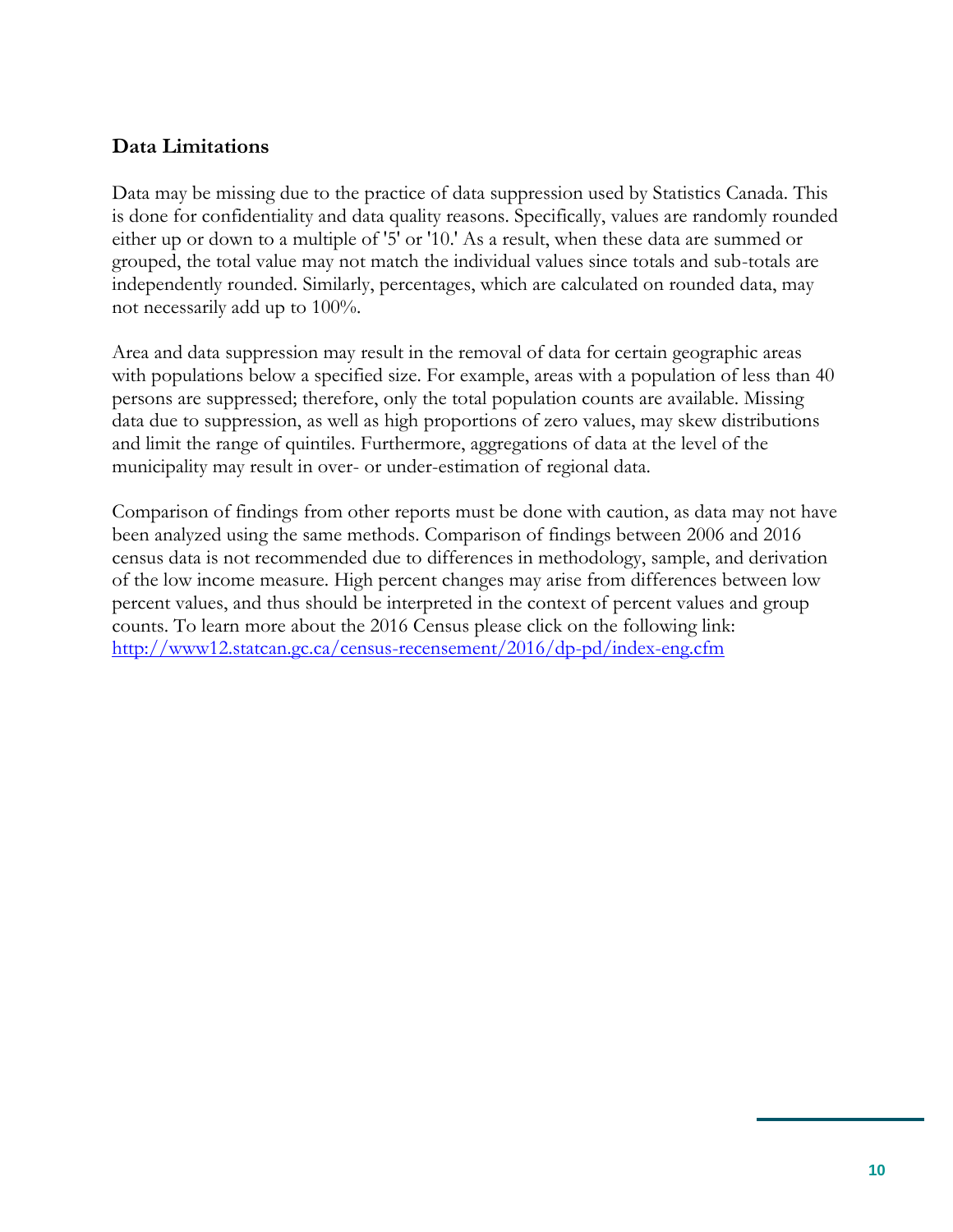## Data Limitations

Data may be missing due to the practice of data suppression used by Statistics Canada. This is done for confidentiality and data quality reasons. Specifically, values are randomly rounded either up or down to a multiple of '5' or '10.' As a result, when these data are summed or grouped, the total value may not match the individual values since totals and sub-totals are independently rounded. Similarly, percentages, which are calculated on rounded data, may not necessarily add up to 100%.

Area and data suppression may result in the removal of data for certain geographic areas with populations below a specified size. For example, areas with a population of less than 40 persons are suppressed; therefore, only the total population counts are available. Missing data due to suppression, as well as high proportions of zero values, may skew distributions and limit the range of quintiles. Furthermore, aggregations of data at the level of the municipality may result in over- or under-estimation of regional data.

Comparison of findings from other reports must be done with caution, as data may not have been analyzed using the same methods. Comparison of findings between 2006 and 2016 census data is not recommended due to differences in methodology, sample, and derivation of the low income measure. High percent changes may arise from differences between low percent values, and thus should be interpreted in the context of percent values and group counts. To learn more about the 2016 Census please click on the following link: [http://www12.statcan.gc.ca/census-recensement/2016/dp-pd/index-eng.cfm](http://www12.statcan.gc.ca/census-recensement/2016/dp-pd/index-eng.cfm)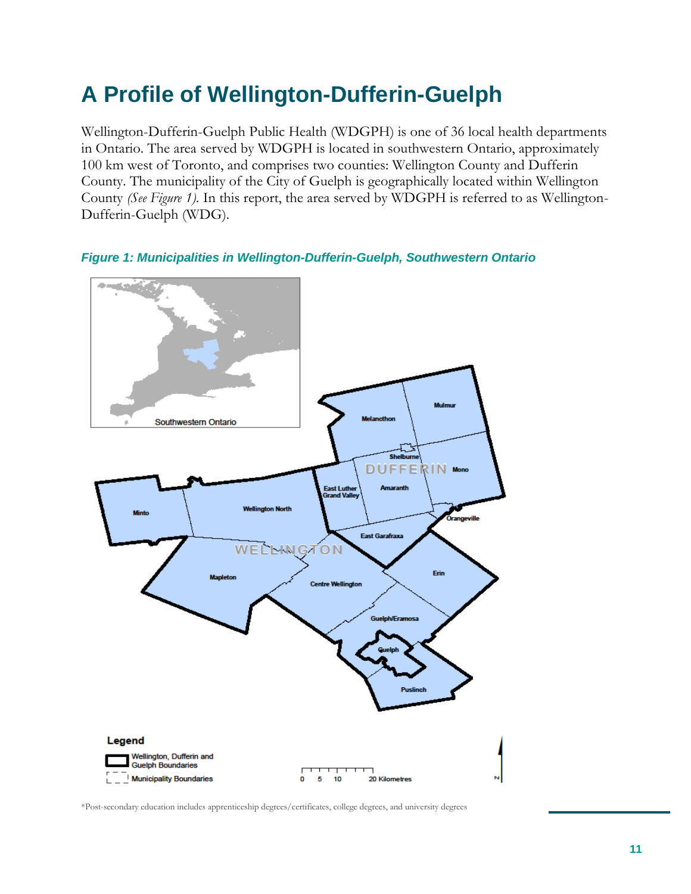# A Profile of Wellington-Dufferin-Guelph

Wellington-Dufferin-Guelph Public Health (WDGPH) is one of 36 local health departments in Ontario. The area served by WDGPH is located in southwestern Ontario, approximately 100 km west of Toronto, and comprises two counties: Wellington County and Dufferin County. The municipality of the City of Guelph is geographically located within Wellington County *(See Figure 1)*. In this report, the area served by WDGPH is referred to as Wellington-Dufferin-Guelph (WDG).

*Figure 1: Municipalities in Wellington-Dufferin-Guelph, Southwestern Ontario*

*Post-secondary education includes apprenticeship degrees/certificates, college degrees, and university degrees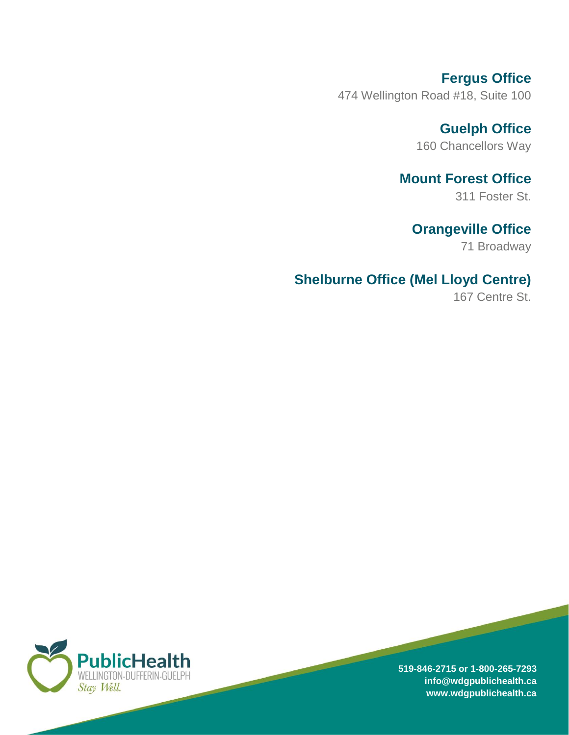**Fergus Office**
474 Wellington Road #18, Suite 100

**Guelph Office**
160 Chancellors Way

**Mount Forest Office**
311 Foster St.

**Orangeville Office**
71 Broadway

**Shelburne Office (Mel Lloyd Centre)**
167 Centre St.

PublicHealth
WELLINGTON-DUFFERIN-GUELPH
*Stay Well.*

**519-846-2715 or 1-800-265-7293**
**info@wdgpublichealth.ca**
**www.wdgpublichealth.ca**